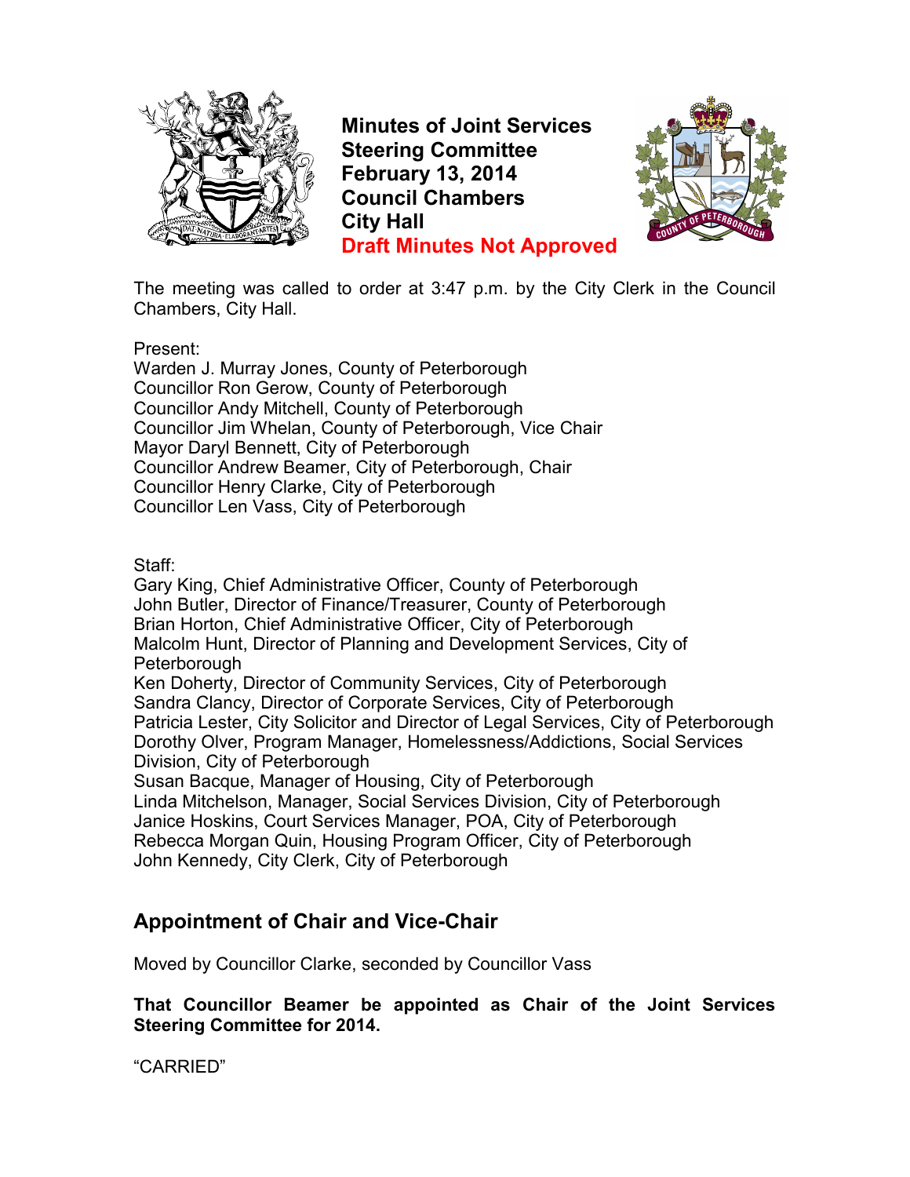# Minutes of Joint Services Steering Committee February 13, 2014 Council Chambers City Hall

**Draft Minutes Not Approved**

The meeting was called to order at 3:47 p.m. by the City Clerk in the Council Chambers, City Hall.

Present:
Warden J. Murray Jones, County of Peterborough
Councillor Ron Gerow, County of Peterborough
Councillor Andy Mitchell, County of Peterborough
Councillor Jim Whelan, County of Peterborough, Vice Chair
Mayor Daryl Bennett, City of Peterborough
Councillor Andrew Beamer, City of Peterborough, Chair
Councillor Henry Clarke, City of Peterborough
Councillor Len Vass, City of Peterborough

Staff:
Gary King, Chief Administrative Officer, County of Peterborough
John Butler, Director of Finance/Treasurer, County of Peterborough
Brian Horton, Chief Administrative Officer, City of Peterborough
Malcolm Hunt, Director of Planning and Development Services, City of Peterborough
Ken Doherty, Director of Community Services, City of Peterborough
Sandra Clancy, Director of Corporate Services, City of Peterborough
Patricia Lester, City Solicitor and Director of Legal Services, City of Peterborough
Dorothy Olver, Program Manager, Homelessness/Addictions, Social Services Division, City of Peterborough
Susan Bacque, Manager of Housing, City of Peterborough
Linda Mitchelson, Manager, Social Services Division, City of Peterborough
Janice Hoskins, Court Services Manager, POA, City of Peterborough
Rebecca Morgan Quin, Housing Program Officer, City of Peterborough
John Kennedy, City Clerk, City of Peterborough

## Appointment of Chair and Vice-Chair

Moved by Councillor Clarke, seconded by Councillor Vass

**That Councillor Beamer be appointed as Chair of the Joint Services Steering Committee for 2014.**

"CARRIED"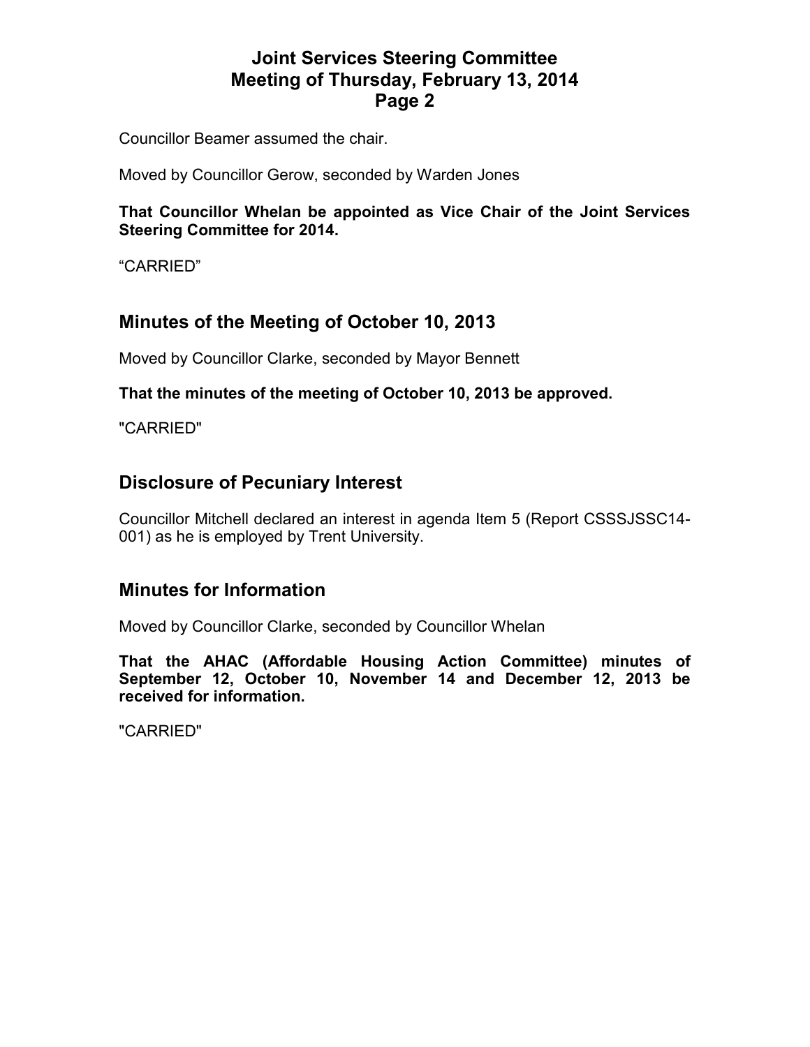Councillor Beamer assumed the chair.

Moved by Councillor Gerow, seconded by Warden Jones

**That Councillor Whelan be appointed as Vice Chair of the Joint Services Steering Committee for 2014.**

“CARRIED”

## Minutes of the Meeting of October 10, 2013

Moved by Councillor Clarke, seconded by Mayor Bennett

**That the minutes of the meeting of October 10, 2013 be approved.**

"CARRIED"

## Disclosure of Pecuniary Interest

Councillor Mitchell declared an interest in agenda Item 5 (Report CSSSJSSC14-001) as he is employed by Trent University.

## Minutes for Information

Moved by Councillor Clarke, seconded by Councillor Whelan

**That the AHAC (Affordable Housing Action Committee) minutes of September 12, October 10, November 14 and December 12, 2013 be received for information.**

"CARRIED"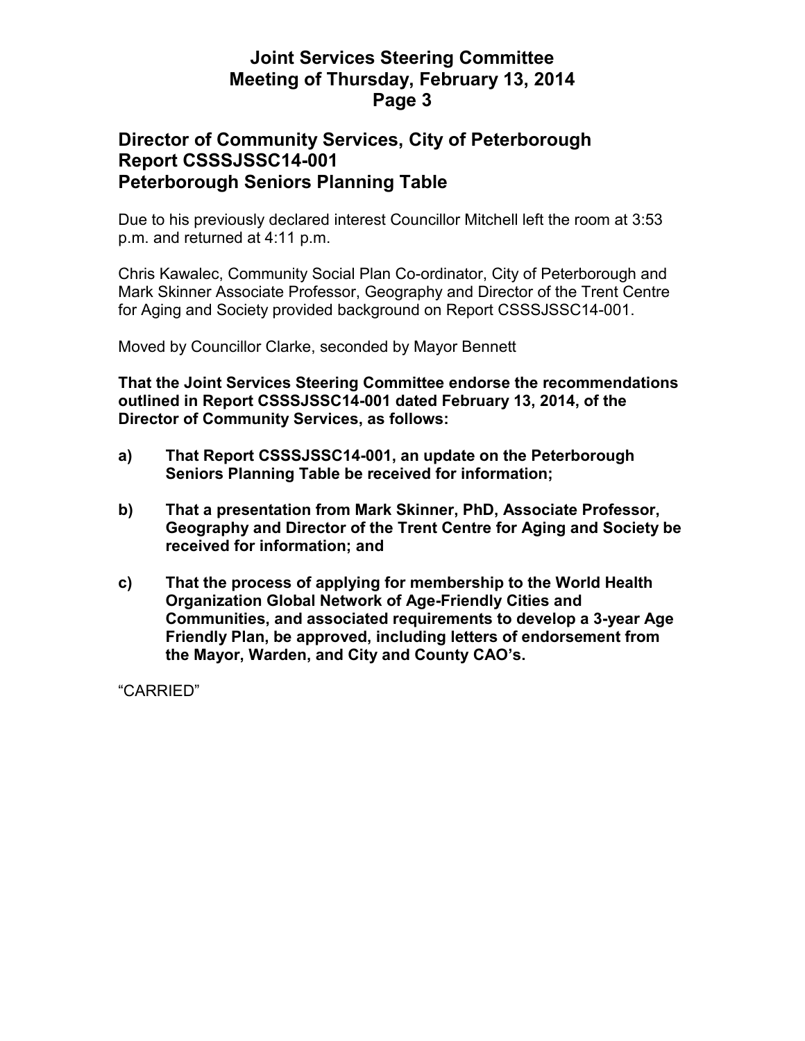## Director of Community Services, City of Peterborough
## Report CSSSJSSC14-001
## Peterborough Seniors Planning Table

Due to his previously declared interest Councillor Mitchell left the room at 3:53 p.m. and returned at 4:11 p.m.

Chris Kawalec, Community Social Plan Co-ordinator, City of Peterborough and Mark Skinner Associate Professor, Geography and Director of the Trent Centre for Aging and Society provided background on Report CSSSJSSC14-001.

Moved by Councillor Clarke, seconded by Mayor Bennett

**That the Joint Services Steering Committee endorse the recommendations outlined in Report CSSSJSSC14-001 dated February 13, 2014, of the Director of Community Services, as follows:**

**a) That Report CSSSJSSC14-001, an update on the Peterborough Seniors Planning Table be received for information;**

**b) That a presentation from Mark Skinner, PhD, Associate Professor, Geography and Director of the Trent Centre for Aging and Society be received for information; and**

**c) That the process of applying for membership to the World Health Organization Global Network of Age-Friendly Cities and Communities, and associated requirements to develop a 3-year Age Friendly Plan, be approved, including letters of endorsement from the Mayor, Warden, and City and County CAO's.**

"CARRIED"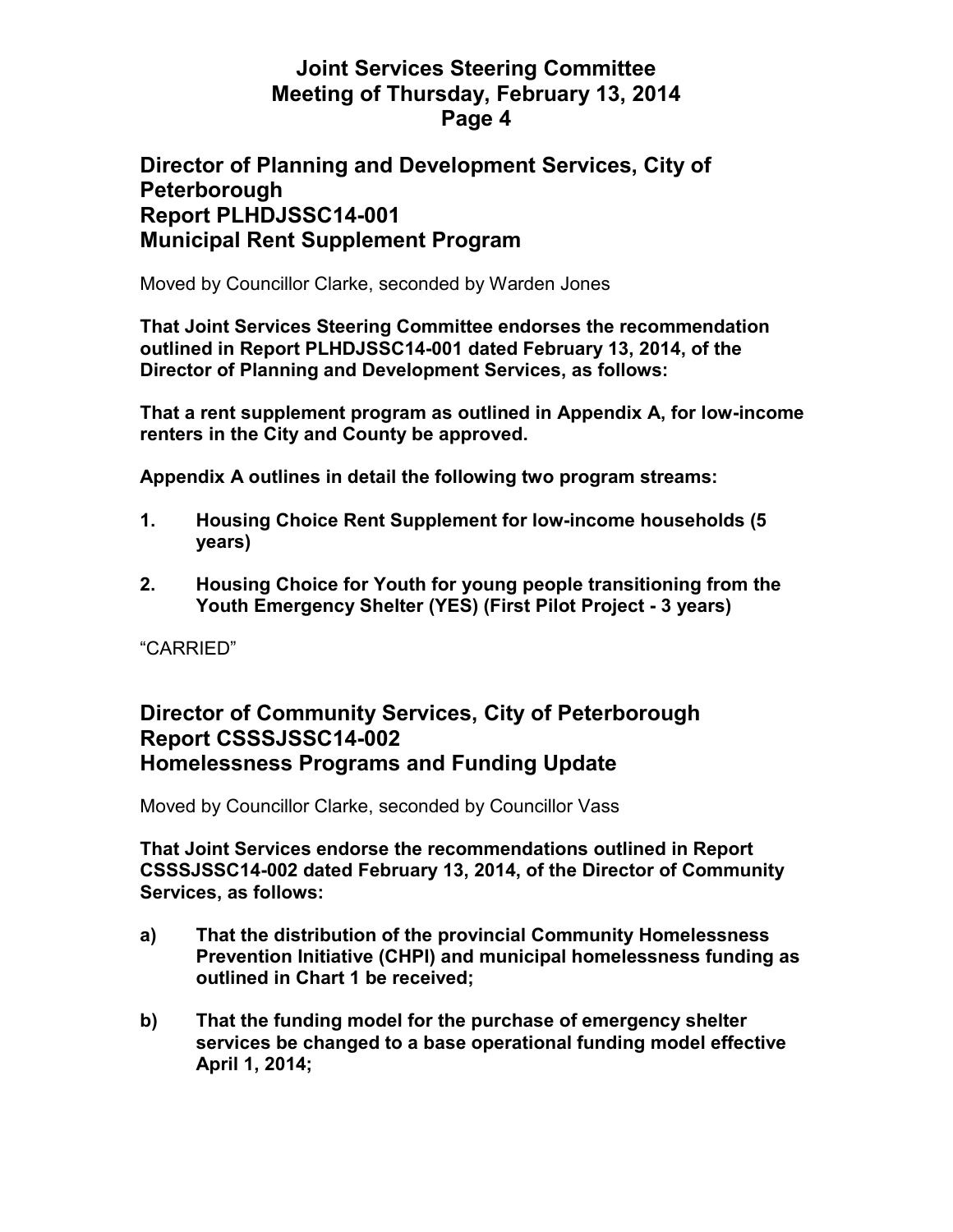## Director of Planning and Development Services, City of Peterborough
## Report PLHDJSSC14-001
## Municipal Rent Supplement Program

Moved by Councillor Clarke, seconded by Warden Jones

**That Joint Services Steering Committee endorses the recommendation outlined in Report PLHDJSSC14-001 dated February 13, 2014, of the Director of Planning and Development Services, as follows:**

**That a rent supplement program as outlined in Appendix A, for low-income renters in the City and County be approved.**

**Appendix A outlines in detail the following two program streams:**

1. **Housing Choice Rent Supplement for low-income households (5 years)**
2. **Housing Choice for Youth for young people transitioning from the Youth Emergency Shelter (YES) (First Pilot Project - 3 years)**

"CARRIED"

## Director of Community Services, City of Peterborough
## Report CSSSJSSC14-002
## Homelessness Programs and Funding Update

Moved by Councillor Clarke, seconded by Councillor Vass

**That Joint Services endorse the recommendations outlined in Report CSSSJSSC14-002 dated February 13, 2014, of the Director of Community Services, as follows:**

**a) That the distribution of the provincial Community Homelessness Prevention Initiative (CHPI) and municipal homelessness funding as outlined in Chart 1 be received;**

**b) That the funding model for the purchase of emergency shelter services be changed to a base operational funding model effective April 1, 2014;**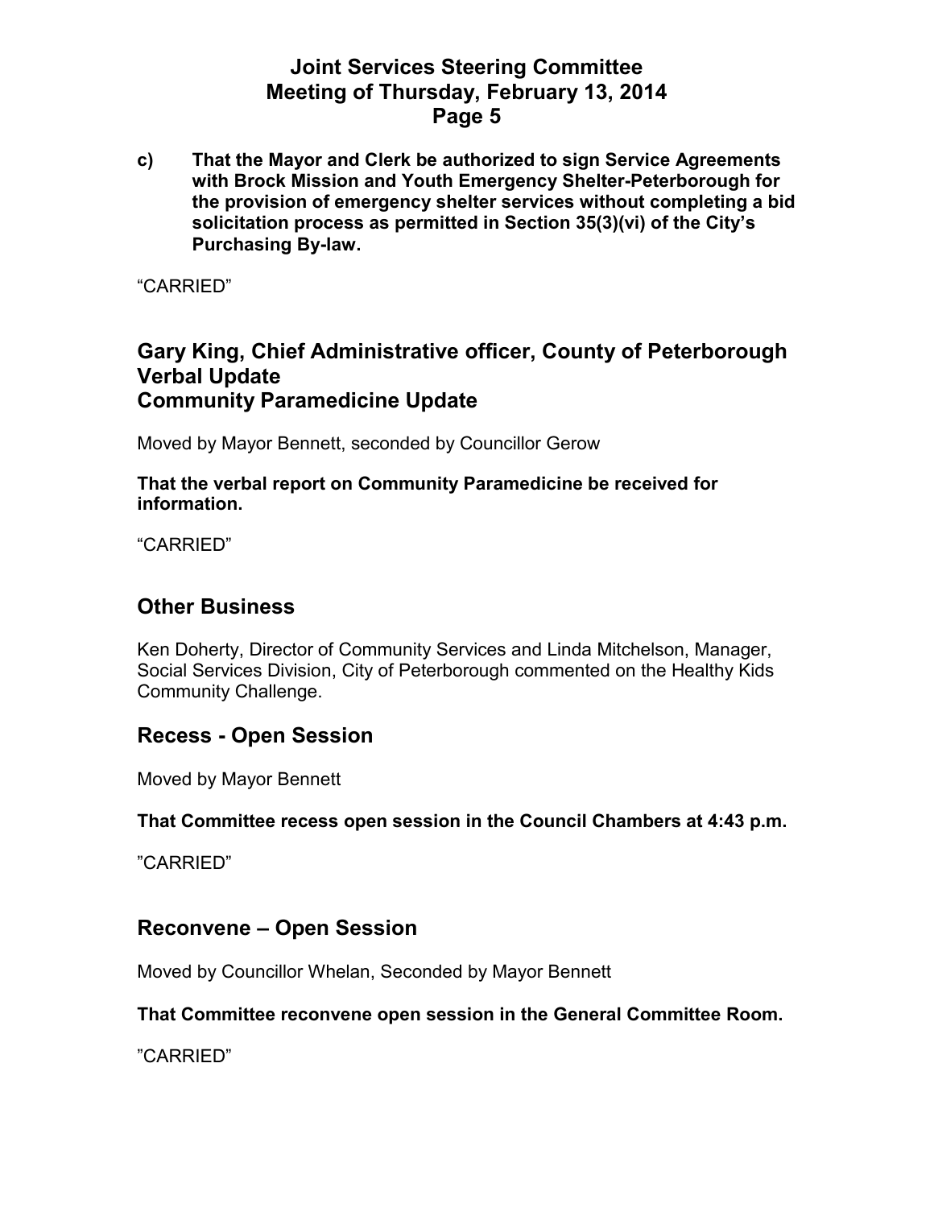**c) That the Mayor and Clerk be authorized to sign Service Agreements with Brock Mission and Youth Emergency Shelter-Peterborough for the provision of emergency shelter services without completing a bid solicitation process as permitted in Section 35(3)(vi) of the City's Purchasing By-law.**

"CARRIED"

## Gary King, Chief Administrative officer, County of Peterborough Verbal Update Community Paramedicine Update

Moved by Mayor Bennett, seconded by Councillor Gerow

**That the verbal report on Community Paramedicine be received for information.**

"CARRIED"

## Other Business

Ken Doherty, Director of Community Services and Linda Mitchelson, Manager, Social Services Division, City of Peterborough commented on the Healthy Kids Community Challenge.

## Recess - Open Session

Moved by Mayor Bennett

**That Committee recess open session in the Council Chambers at 4:43 p.m.**

"CARRIED"

## Reconvene – Open Session

Moved by Councillor Whelan, Seconded by Mayor Bennett

**That Committee reconvene open session in the General Committee Room.**

"CARRIED"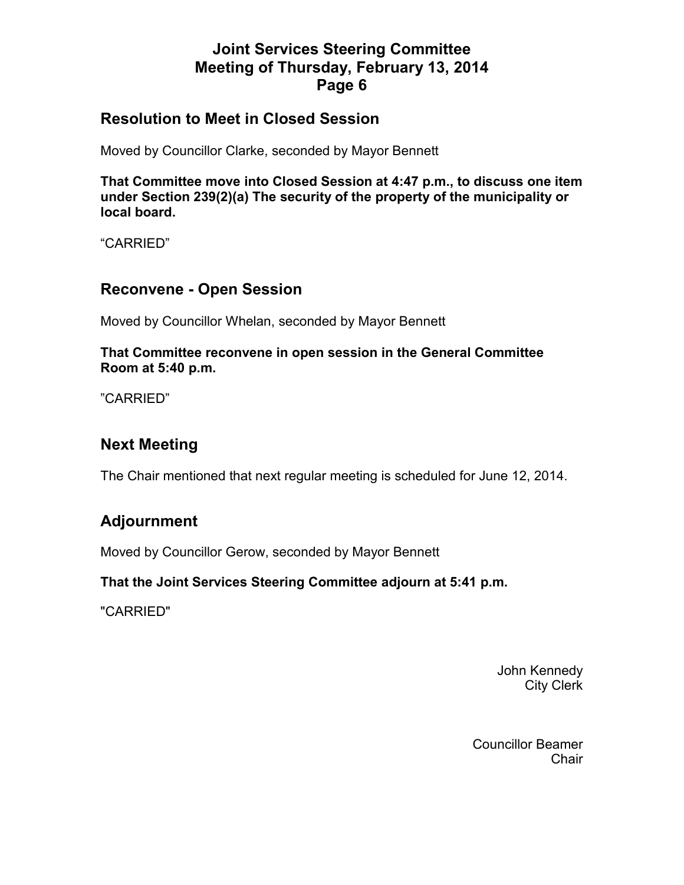## Resolution to Meet in Closed Session

Moved by Councillor Clarke, seconded by Mayor Bennett

**That Committee move into Closed Session at 4:47 p.m., to discuss one item under Section 239(2)(a) The security of the property of the municipality or local board.**

“CARRIED”

## Reconvene - Open Session

Moved by Councillor Whelan, seconded by Mayor Bennett

**That Committee reconvene in open session in the General Committee Room at 5:40 p.m.**

”CARRIED”

## Next Meeting

The Chair mentioned that next regular meeting is scheduled for June 12, 2014.

## Adjournment

Moved by Councillor Gerow, seconded by Mayor Bennett

**That the Joint Services Steering Committee adjourn at 5:41 p.m.**

"CARRIED"

John Kennedy
City Clerk

Councillor Beamer
Chair